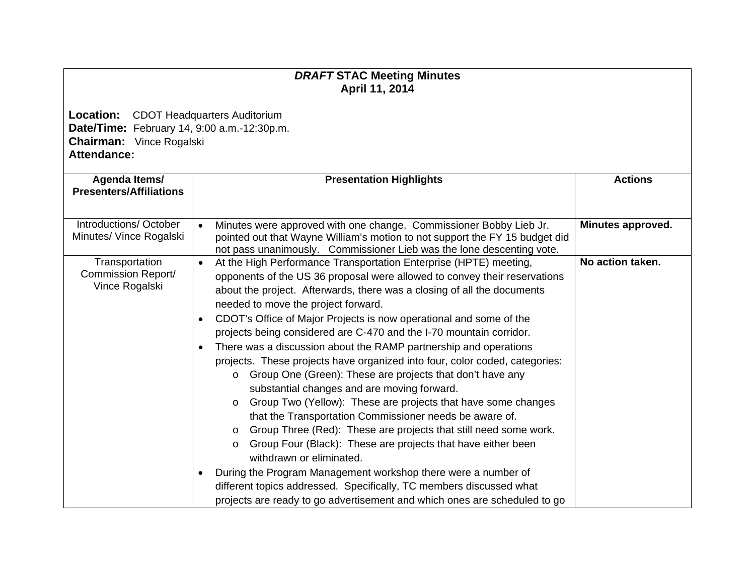***DRAFT* STAC Meeting Minutes**
**April 11, 2014**

**Location:** CDOT Headquarters Auditorium
**Date/Time:** February 14, 9:00 a.m.-12:30p.m.
**Chairman:** Vince Rogalski
**Attendance:**

| Agenda Items/ Presenters/Affiliations | Presentation Highlights | Actions |
|---|---|---|
| Introductions/ October Minutes/ Vince Rogalski | • Minutes were approved with one change. Commissioner Bobby Lieb Jr. pointed out that Wayne William's motion to not support the FY 15 budget did not pass unanimously. Commissioner Lieb was the lone descenting vote. | **Minutes approved.** |
| Transportation Commission Report/ Vince Rogalski | • At the High Performance Transportation Enterprise (HPTE) meeting, opponents of the US 36 proposal were allowed to convey their reservations about the project. Afterwards, there was a closing of all the documents needed to move the project forward.<br>• CDOT's Office of Major Projects is now operational and some of the projects being considered are C-470 and the I-70 mountain corridor.<br>• There was a discussion about the RAMP partnership and operations projects. These projects have organized into four, color coded, categories:<br>  o Group One (Green): These are projects that don't have any substantial changes and are moving forward.<br>  o Group Two (Yellow): These are projects that have some changes that the Transportation Commissioner needs be aware of.<br>  o Group Three (Red): These are projects that still need some work.<br>  o Group Four (Black): These are projects that have either been withdrawn or eliminated.<br>• During the Program Management workshop there were a number of different topics addressed. Specifically, TC members discussed what projects are ready to go advertisement and which ones are scheduled to go | **No action taken.** |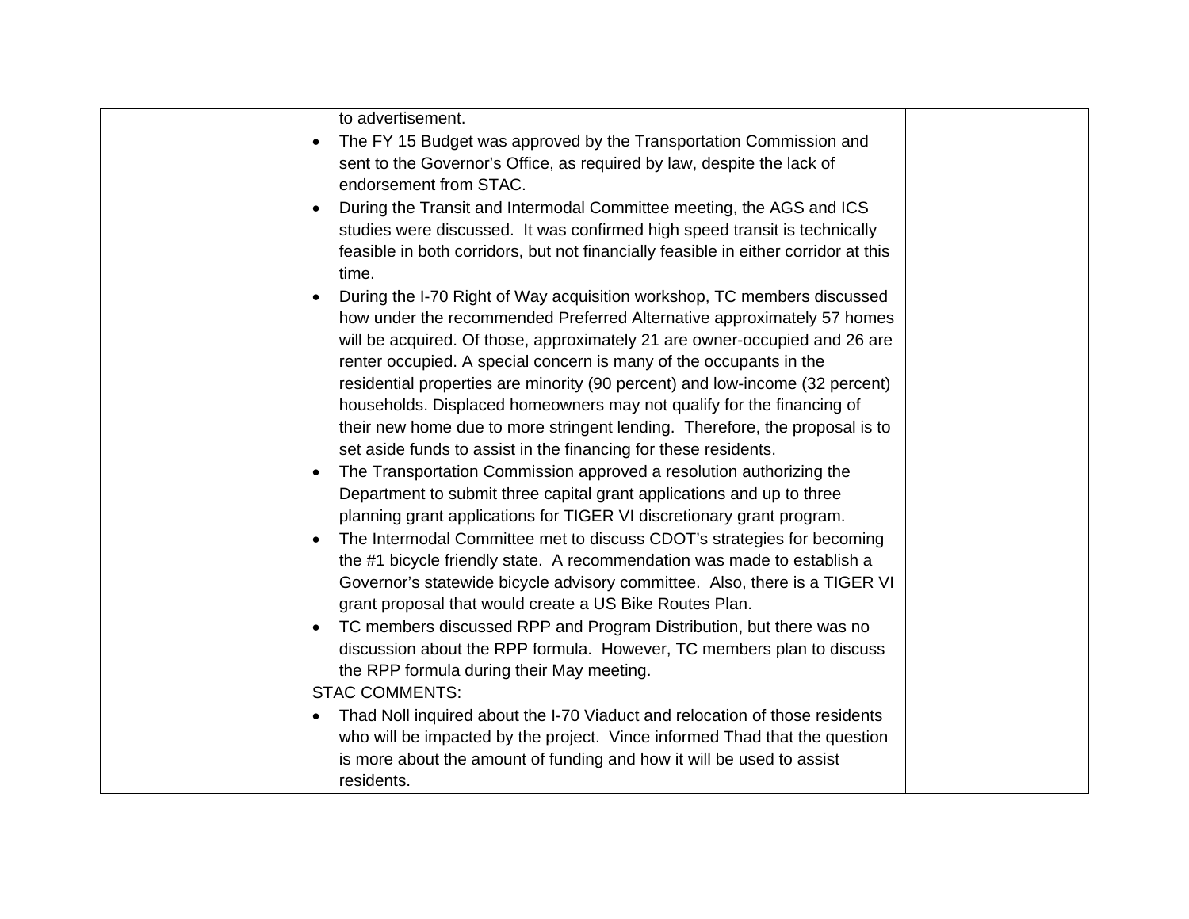| | | |
|---|---|---|
| | to advertisement.<br>• The FY 15 Budget was approved by the Transportation Commission and sent to the Governor's Office, as required by law, despite the lack of endorsement from STAC.<br>• During the Transit and Intermodal Committee meeting, the AGS and ICS studies were discussed. It was confirmed high speed transit is technically feasible in both corridors, but not financially feasible in either corridor at this time.<br>• During the I-70 Right of Way acquisition workshop, TC members discussed how under the recommended Preferred Alternative approximately 57 homes will be acquired. Of those, approximately 21 are owner-occupied and 26 are renter occupied. A special concern is many of the occupants in the residential properties are minority (90 percent) and low-income (32 percent) households. Displaced homeowners may not qualify for the financing of their new home due to more stringent lending. Therefore, the proposal is to set aside funds to assist in the financing for these residents.<br>• The Transportation Commission approved a resolution authorizing the Department to submit three capital grant applications and up to three planning grant applications for TIGER VI discretionary grant program.<br>• The Intermodal Committee met to discuss CDOT's strategies for becoming the #1 bicycle friendly state. A recommendation was made to establish a Governor's statewide bicycle advisory committee. Also, there is a TIGER VI grant proposal that would create a US Bike Routes Plan.<br>• TC members discussed RPP and Program Distribution, but there was no discussion about the RPP formula. However, TC members plan to discuss the RPP formula during their May meeting.<br>STAC COMMENTS:<br>• Thad Noll inquired about the I-70 Viaduct and relocation of those residents who will be impacted by the project. Vince informed Thad that the question is more about the amount of funding and how it will be used to assist residents. | |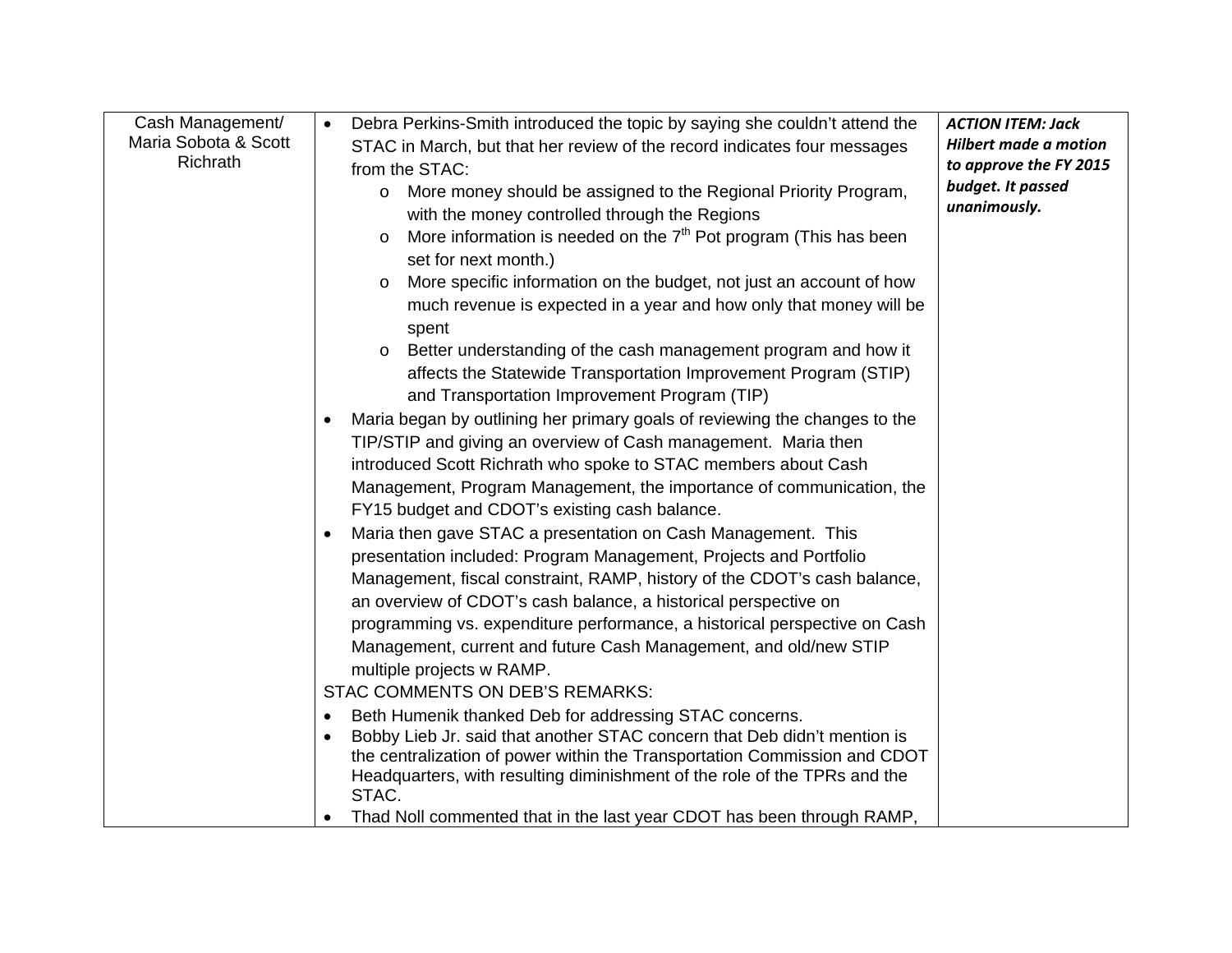| | | |
|---|---|---|
| Cash Management/ Maria Sobota & Scott Richrath | • Debra Perkins-Smith introduced the topic by saying she couldn't attend the STAC in March, but that her review of the record indicates four messages from the STAC:<br>  o More money should be assigned to the Regional Priority Program, with the money controlled through the Regions<br>  o More information is needed on the 7th Pot program (This has been set for next month.)<br>  o More specific information on the budget, not just an account of how much revenue is expected in a year and how only that money will be spent<br>  o Better understanding of the cash management program and how it affects the Statewide Transportation Improvement Program (STIP) and Transportation Improvement Program (TIP)<br>• Maria began by outlining her primary goals of reviewing the changes to the TIP/STIP and giving an overview of Cash management. Maria then introduced Scott Richrath who spoke to STAC members about Cash Management, Program Management, the importance of communication, the FY15 budget and CDOT's existing cash balance.<br>• Maria then gave STAC a presentation on Cash Management. This presentation included: Program Management, Projects and Portfolio Management, fiscal constraint, RAMP, history of the CDOT's cash balance, an overview of CDOT's cash balance, a historical perspective on programming vs. expenditure performance, a historical perspective on Cash Management, current and future Cash Management, and old/new STIP multiple projects w RAMP.<br>STAC COMMENTS ON DEB'S REMARKS:<br>• Beth Humenik thanked Deb for addressing STAC concerns.<br>• Bobby Lieb Jr. said that another STAC concern that Deb didn't mention is the centralization of power within the Transportation Commission and CDOT Headquarters, with resulting diminishment of the role of the TPRs and the STAC.<br>• Thad Noll commented that in the last year CDOT has been through RAMP, | ***ACTION ITEM: Jack Hilbert made a motion to approve the FY 2015 budget. It passed unanimously.*** |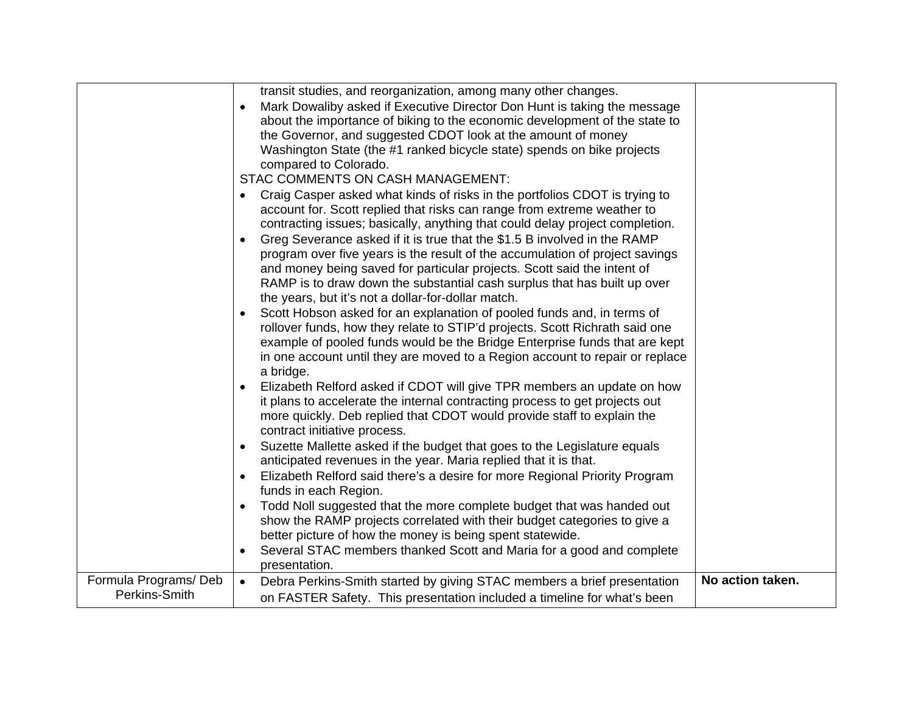| | | |
|---|---|---|
| | transit studies, and reorganization, among many other changes.<br>• Mark Dowaliby asked if Executive Director Don Hunt is taking the message about the importance of biking to the economic development of the state to the Governor, and suggested CDOT look at the amount of money Washington State (the #1 ranked bicycle state) spends on bike projects compared to Colorado.<br>STAC COMMENTS ON CASH MANAGEMENT:<br>• Craig Casper asked what kinds of risks in the portfolios CDOT is trying to account for. Scott replied that risks can range from extreme weather to contracting issues; basically, anything that could delay project completion.<br>• Greg Severance asked if it is true that the $1.5 B involved in the RAMP program over five years is the result of the accumulation of project savings and money being saved for particular projects. Scott said the intent of RAMP is to draw down the substantial cash surplus that has built up over the years, but it's not a dollar-for-dollar match.<br>• Scott Hobson asked for an explanation of pooled funds and, in terms of rollover funds, how they relate to STIP'd projects. Scott Richrath said one example of pooled funds would be the Bridge Enterprise funds that are kept in one account until they are moved to a Region account to repair or replace a bridge.<br>• Elizabeth Relford asked if CDOT will give TPR members an update on how it plans to accelerate the internal contracting process to get projects out more quickly. Deb replied that CDOT would provide staff to explain the contract initiative process.<br>• Suzette Mallette asked if the budget that goes to the Legislature equals anticipated revenues in the year. Maria replied that it is that.<br>• Elizabeth Relford said there's a desire for more Regional Priority Program funds in each Region.<br>• Todd Noll suggested that the more complete budget that was handed out show the RAMP projects correlated with their budget categories to give a better picture of how the money is being spent statewide.<br>• Several STAC members thanked Scott and Maria for a good and complete presentation. | |
| Formula Programs/ Deb Perkins-Smith | • Debra Perkins-Smith started by giving STAC members a brief presentation on FASTER Safety. This presentation included a timeline for what's been | **No action taken.** |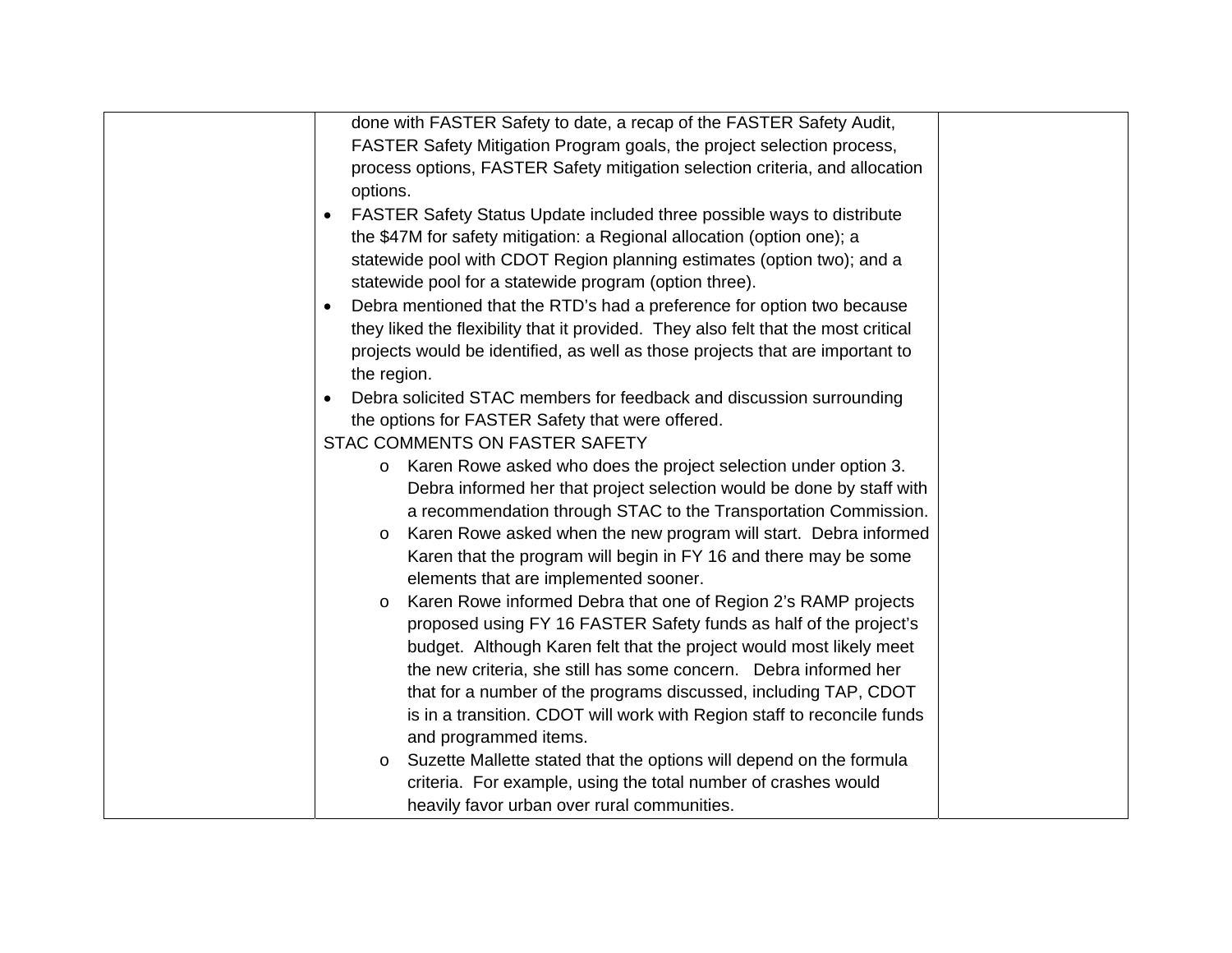| | | |
|---|---|---|
| | done with FASTER Safety to date, a recap of the FASTER Safety Audit, FASTER Safety Mitigation Program goals, the project selection process, process options, FASTER Safety mitigation selection criteria, and allocation options.<br>• FASTER Safety Status Update included three possible ways to distribute the $47M for safety mitigation: a Regional allocation (option one); a statewide pool with CDOT Region planning estimates (option two); and a statewide pool for a statewide program (option three).<br>• Debra mentioned that the RTD's had a preference for option two because they liked the flexibility that it provided. They also felt that the most critical projects would be identified, as well as those projects that are important to the region.<br>• Debra solicited STAC members for feedback and discussion surrounding the options for FASTER Safety that were offered.<br>STAC COMMENTS ON FASTER SAFETY<br>o Karen Rowe asked who does the project selection under option 3. Debra informed her that project selection would be done by staff with a recommendation through STAC to the Transportation Commission.<br>o Karen Rowe asked when the new program will start. Debra informed Karen that the program will begin in FY 16 and there may be some elements that are implemented sooner.<br>o Karen Rowe informed Debra that one of Region 2's RAMP projects proposed using FY 16 FASTER Safety funds as half of the project's budget. Although Karen felt that the project would most likely meet the new criteria, she still has some concern. Debra informed her that for a number of the programs discussed, including TAP, CDOT is in a transition. CDOT will work with Region staff to reconcile funds and programmed items.<br>o Suzette Mallette stated that the options will depend on the formula criteria. For example, using the total number of crashes would heavily favor urban over rural communities. | |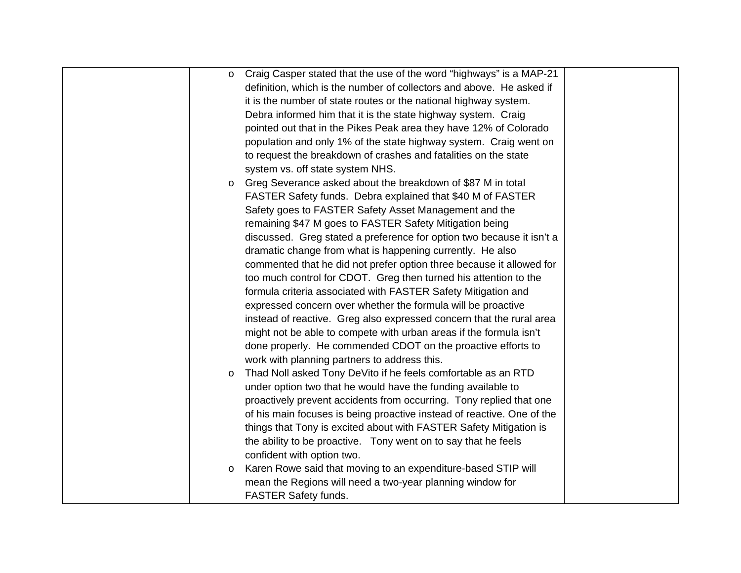|  | - Craig Casper stated that the use of the word "highways" is a MAP-21 definition, which is the number of collectors and above. He asked if it is the number of state routes or the national highway system. Debra informed him that it is the state highway system. Craig pointed out that in the Pikes Peak area they have 12% of Colorado population and only 1% of the state highway system. Craig went on to request the breakdown of crashes and fatalities on the state system vs. off state system NHS.<br>- Greg Severance asked about the breakdown of $87 M in total FASTER Safety funds. Debra explained that $40 M of FASTER Safety goes to FASTER Safety Asset Management and the remaining $47 M goes to FASTER Safety Mitigation being discussed. Greg stated a preference for option two because it isn't a dramatic change from what is happening currently. He also commented that he did not prefer option three because it allowed for too much control for CDOT. Greg then turned his attention to the formula criteria associated with FASTER Safety Mitigation and expressed concern over whether the formula will be proactive instead of reactive. Greg also expressed concern that the rural area might not be able to compete with urban areas if the formula isn't done properly. He commended CDOT on the proactive efforts to work with planning partners to address this.<br>- Thad Noll asked Tony DeVito if he feels comfortable as an RTD under option two that he would have the funding available to proactively prevent accidents from occurring. Tony replied that one of his main focuses is being proactive instead of reactive. One of the things that Tony is excited about with FASTER Safety Mitigation is the ability to be proactive. Tony went on to say that he feels confident with option two.<br>- Karen Rowe said that moving to an expenditure-based STIP will mean the Regions will need a two-year planning window for FASTER Safety funds. |  |
|---|---|---|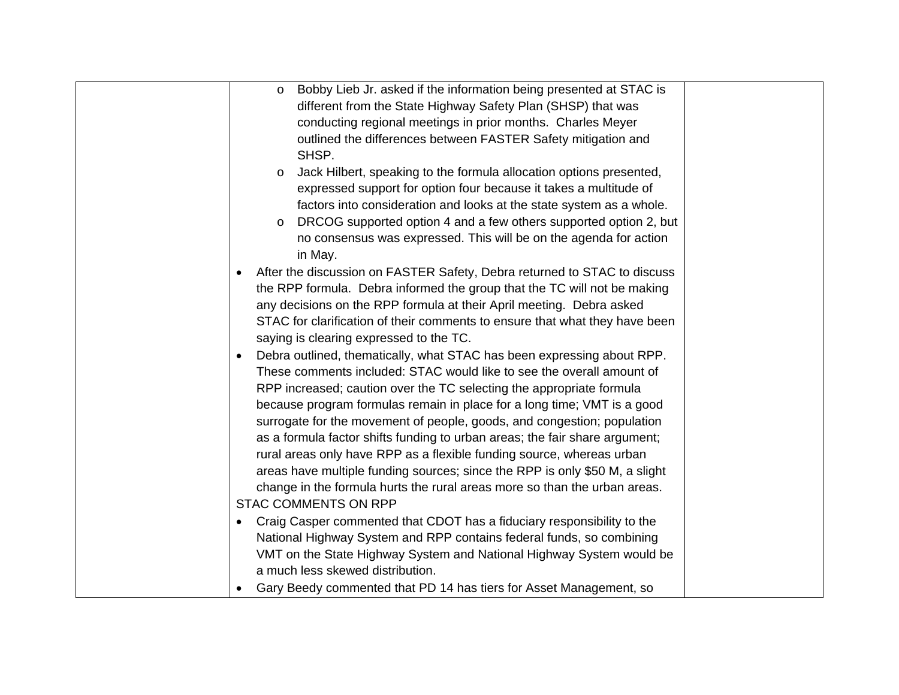| | | |
|---|---|---|
| | <ul><li>Bobby Lieb Jr. asked if the information being presented at STAC is different from the State Highway Safety Plan (SHSP) that was conducting regional meetings in prior months. Charles Meyer outlined the differences between FASTER Safety mitigation and SHSP.</li><li>Jack Hilbert, speaking to the formula allocation options presented, expressed support for option four because it takes a multitude of factors into consideration and looks at the state system as a whole.</li><li>DRCOG supported option 4 and a few others supported option 2, but no consensus was expressed. This will be on the agenda for action in May.</li></ul><ul><li>After the discussion on FASTER Safety, Debra returned to STAC to discuss the RPP formula. Debra informed the group that the TC will not be making any decisions on the RPP formula at their April meeting. Debra asked STAC for clarification of their comments to ensure that what they have been saying is clearing expressed to the TC.</li><li>Debra outlined, thematically, what STAC has been expressing about RPP. These comments included: STAC would like to see the overall amount of RPP increased; caution over the TC selecting the appropriate formula because program formulas remain in place for a long time; VMT is a good surrogate for the movement of people, goods, and congestion; population as a formula factor shifts funding to urban areas; the fair share argument; rural areas only have RPP as a flexible funding source, whereas urban areas have multiple funding sources; since the RPP is only $50 M, a slight change in the formula hurts the rural areas more so than the urban areas.</li></ul>STAC COMMENTS ON RPP<ul><li>Craig Casper commented that CDOT has a fiduciary responsibility to the National Highway System and RPP contains federal funds, so combining VMT on the State Highway System and National Highway System would be a much less skewed distribution.</li><li>Gary Beedy commented that PD 14 has tiers for Asset Management, so</li></ul> | |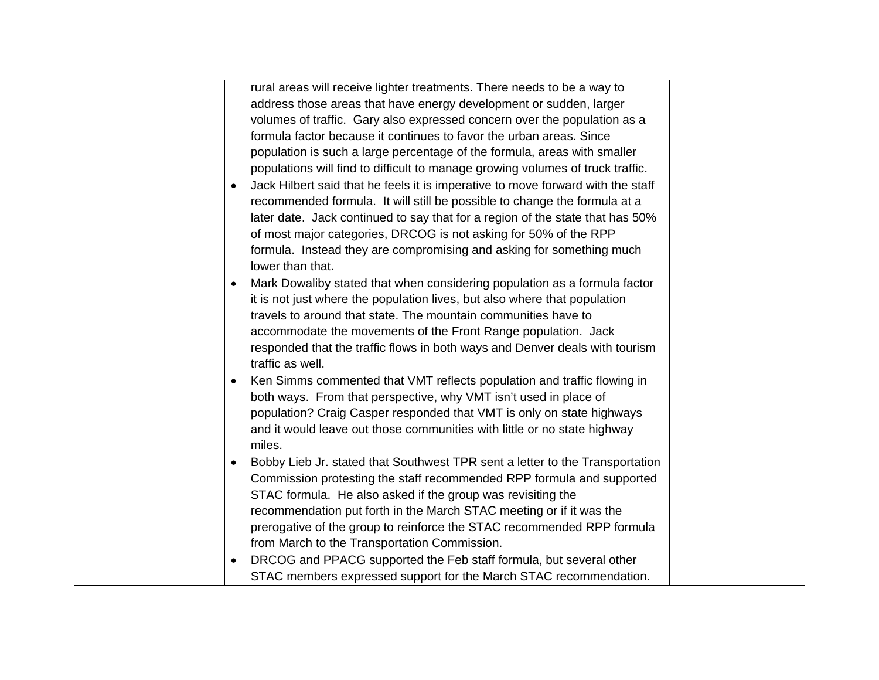| | | |
|---|---|---|
| | rural areas will receive lighter treatments. There needs to be a way to address those areas that have energy development or sudden, larger volumes of traffic. Gary also expressed concern over the population as a formula factor because it continues to favor the urban areas. Since population is such a large percentage of the formula, areas with smaller populations will find to difficult to manage growing volumes of truck traffic.<br>• Jack Hilbert said that he feels it is imperative to move forward with the staff recommended formula. It will still be possible to change the formula at a later date. Jack continued to say that for a region of the state that has 50% of most major categories, DRCOG is not asking for 50% of the RPP formula. Instead they are compromising and asking for something much lower than that.<br>• Mark Dowaliby stated that when considering population as a formula factor it is not just where the population lives, but also where that population travels to around that state. The mountain communities have to accommodate the movements of the Front Range population. Jack responded that the traffic flows in both ways and Denver deals with tourism traffic as well.<br>• Ken Simms commented that VMT reflects population and traffic flowing in both ways. From that perspective, why VMT isn't used in place of population? Craig Casper responded that VMT is only on state highways and it would leave out those communities with little or no state highway miles.<br>• Bobby Lieb Jr. stated that Southwest TPR sent a letter to the Transportation Commission protesting the staff recommended RPP formula and supported STAC formula. He also asked if the group was revisiting the recommendation put forth in the March STAC meeting or if it was the prerogative of the group to reinforce the STAC recommended RPP formula from March to the Transportation Commission.<br>• DRCOG and PPACG supported the Feb staff formula, but several other STAC members expressed support for the March STAC recommendation. | |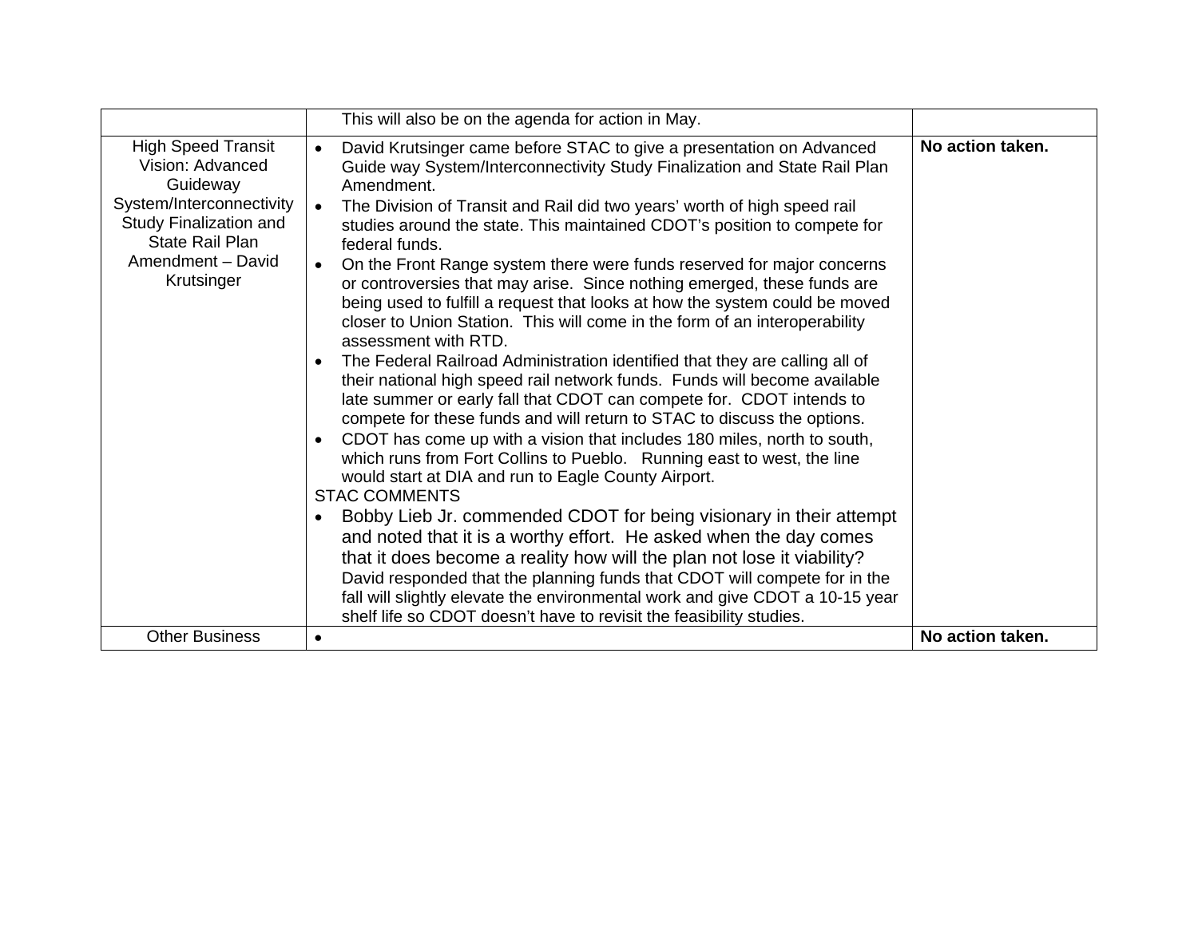| | | |
|---|---|---|
| | This will also be on the agenda for action in May. | |
| High Speed Transit Vision: Advanced Guideway System/Interconnectivity Study Finalization and State Rail Plan Amendment – David Krutsinger | • David Krutsinger came before STAC to give a presentation on Advanced Guide way System/Interconnectivity Study Finalization and State Rail Plan Amendment.<br>• The Division of Transit and Rail did two years' worth of high speed rail studies around the state. This maintained CDOT's position to compete for federal funds.<br>• On the Front Range system there were funds reserved for major concerns or controversies that may arise. Since nothing emerged, these funds are being used to fulfill a request that looks at how the system could be moved closer to Union Station. This will come in the form of an interoperability assessment with RTD.<br>• The Federal Railroad Administration identified that they are calling all of their national high speed rail network funds. Funds will become available late summer or early fall that CDOT can compete for. CDOT intends to compete for these funds and will return to STAC to discuss the options.<br>• CDOT has come up with a vision that includes 180 miles, north to south, which runs from Fort Collins to Pueblo. Running east to west, the line would start at DIA and run to Eagle County Airport.<br>STAC COMMENTS<br>• Bobby Lieb Jr. commended CDOT for being visionary in their attempt and noted that it is a worthy effort. He asked when the day comes that it does become a reality how will the plan not lose it viability? David responded that the planning funds that CDOT will compete for in the fall will slightly elevate the environmental work and give CDOT a 10-15 year shelf life so CDOT doesn't have to revisit the feasibility studies. | **No action taken.** |
| Other Business | • | **No action taken.** |